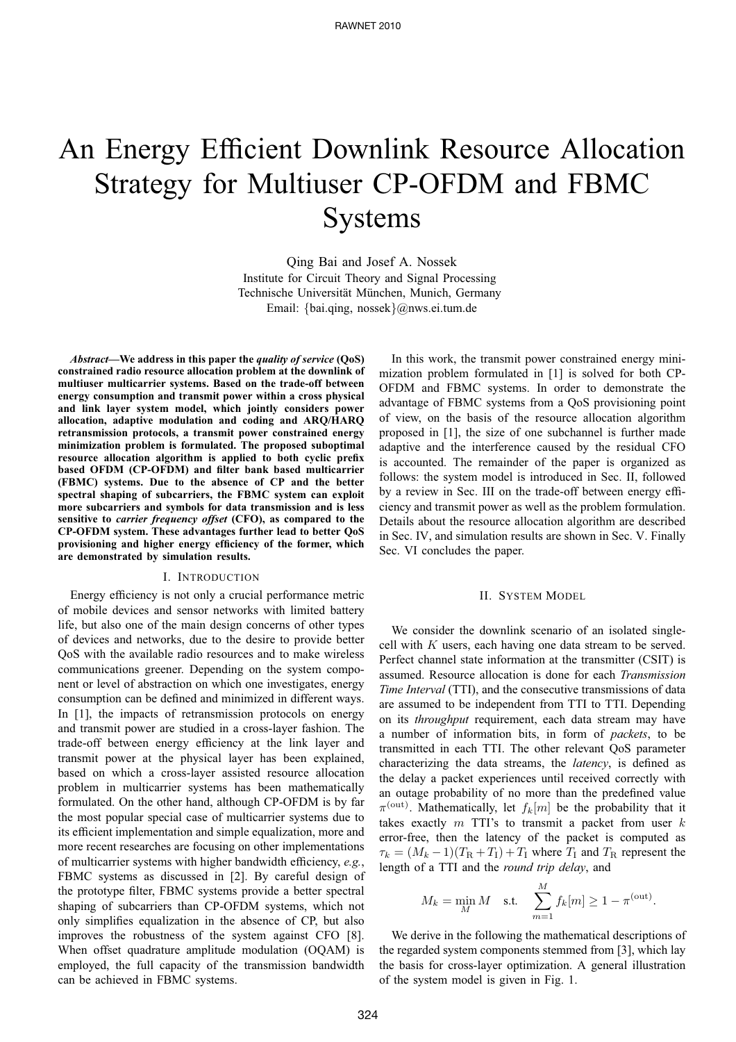# An Energy Efficient Downlink Resource Allocation Strategy for Multiuser CP-OFDM and FBMC Systems

Qing Bai and Josef A. Nossek
Institute for Circuit Theory and Signal Processing
Technische Universität München, Munich, Germany
Email: {bai.qing, nossek}@nws.ei.tum.de

***Abstract*—We address in this paper the *quality of service* (QoS) constrained radio resource allocation problem at the downlink of multiuser multicarrier systems. Based on the trade-off between energy consumption and transmit power within a cross physical and link layer system model, which jointly considers power allocation, adaptive modulation and coding and ARQ/HARQ retransmission protocols, a transmit power constrained energy minimization problem is formulated. The proposed suboptimal resource allocation algorithm is applied to both cyclic prefix based OFDM (CP-OFDM) and filter bank based multicarrier (FBMC) systems. Due to the absence of CP and the better spectral shaping of subcarriers, the FBMC system can exploit more subcarriers and symbols for data transmission and is less sensitive to *carrier frequency offset* (CFO), as compared to the CP-OFDM system. These advantages further lead to better QoS provisioning and higher energy efficiency of the former, which are demonstrated by simulation results.**

## I. Introduction

Energy efficiency is not only a crucial performance metric of mobile devices and sensor networks with limited battery life, but also one of the main design concerns of other types of devices and networks, due to the desire to provide better QoS with the available radio resources and to make wireless communications greener. Depending on the system component or level of abstraction on which one investigates, energy consumption can be defined and minimized in different ways. In [1], the impacts of retransmission protocols on energy and transmit power are studied in a cross-layer fashion. The trade-off between energy efficiency at the link layer and transmit power at the physical layer has been explained, based on which a cross-layer assisted resource allocation problem in multicarrier systems has been mathematically formulated. On the other hand, although CP-OFDM is by far the most popular special case of multicarrier systems due to its efficient implementation and simple equalization, more and more recent researches are focusing on other implementations of multicarrier systems with higher bandwidth efficiency, *e.g.*, FBMC systems as discussed in [2]. By careful design of the prototype filter, FBMC systems provide a better spectral shaping of subcarriers than CP-OFDM systems, which not only simplifies equalization in the absence of CP, but also improves the robustness of the system against CFO [8]. When offset quadrature amplitude modulation (OQAM) is employed, the full capacity of the transmission bandwidth can be achieved in FBMC systems.

In this work, the transmit power constrained energy minimization problem formulated in [1] is solved for both CP-OFDM and FBMC systems. In order to demonstrate the advantage of FBMC systems from a QoS provisioning point of view, on the basis of the resource allocation algorithm proposed in [1], the size of one subchannel is further made adaptive and the interference caused by the residual CFO is accounted. The remainder of the paper is organized as follows: the system model is introduced in Sec. II, followed by a review in Sec. III on the trade-off between energy efficiency and transmit power as well as the problem formulation. Details about the resource allocation algorithm are described in Sec. IV, and simulation results are shown in Sec. V. Finally Sec. VI concludes the paper.

## II. System Model

We consider the downlink scenario of an isolated single-cell with $K$ users, each having one data stream to be served. Perfect channel state information at the transmitter (CSIT) is assumed. Resource allocation is done for each *Transmission Time Interval* (TTI), and the consecutive transmissions of data are assumed to be independent from TTI to TTI. Depending on its *throughput* requirement, each data stream may have a number of information bits, in form of *packets*, to be transmitted in each TTI. The other relevant QoS parameter characterizing the data streams, the *latency*, is defined as the delay a packet experiences until received correctly with an outage probability of no more than the predefined value $\pi^{(\mathrm{out})}$. Mathematically, let $f_k[m]$ be the probability that it takes exactly $m$ TTI's to transmit a packet from user $k$ error-free, then the latency of the packet is computed as $\tau_k = (M_k - 1)(T_\mathrm{R} + T_\mathrm{I}) + T_\mathrm{I}$ where $T_\mathrm{I}$ and $T_\mathrm{R}$ represent the length of a TTI and the *round trip delay*, and

$$M_k = \min_M M \quad \text{s.t.} \quad \sum_{m=1}^{M} f_k[m] \geq 1 - \pi^{(\mathrm{out})}.$$

We derive in the following the mathematical descriptions of the regarded system components stemmed from [3], which lay the basis for cross-layer optimization. A general illustration of the system model is given in Fig. 1.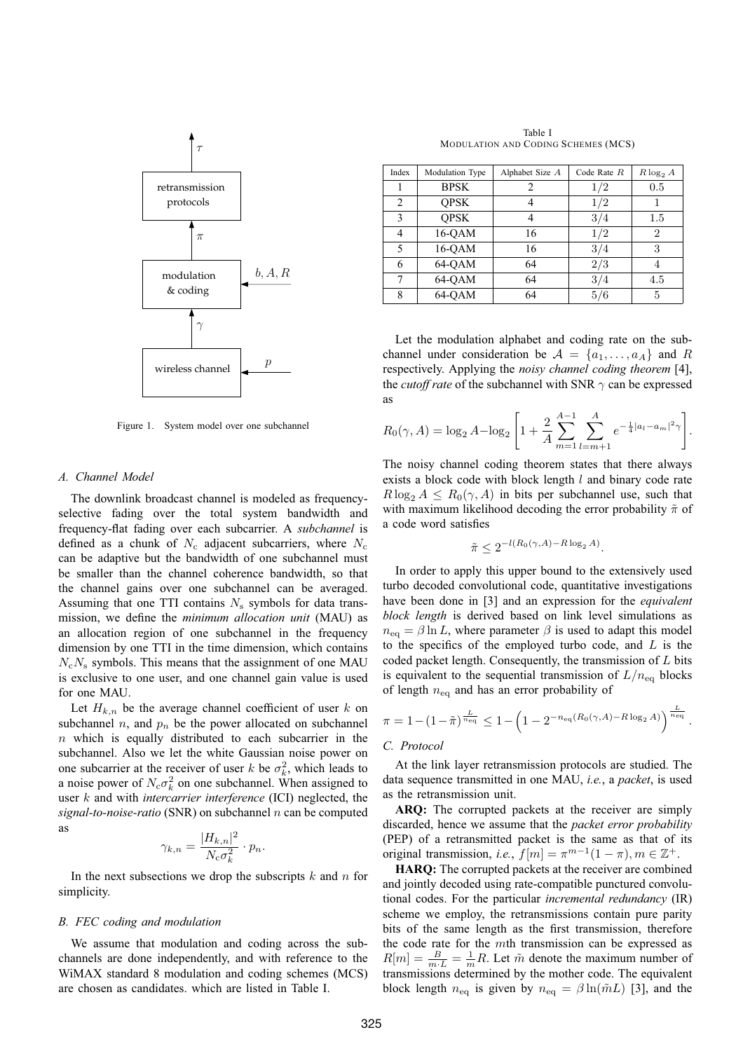Figure 1. System model over one subchannel

### A. Channel Model

The downlink broadcast channel is modeled as frequency-selective fading over the total system bandwidth and frequency-flat fading over each subcarrier. A *subchannel* is defined as a chunk of $N_\mathrm{c}$ adjacent subcarriers, where $N_\mathrm{c}$ can be adaptive but the bandwidth of one subchannel must be smaller than the channel coherence bandwidth, so that the channel gains over one subchannel can be averaged. Assuming that one TTI contains $N_\mathrm{s}$ symbols for data transmission, we define the *minimum allocation unit* (MAU) as an allocation region of one subchannel in the frequency dimension by one TTI in the time dimension, which contains $N_\mathrm{c}N_\mathrm{s}$ symbols. This means that the assignment of one MAU is exclusive to one user, and one channel gain value is used for one MAU.

Let $H_{k,n}$ be the average channel coefficient of user $k$ on subchannel $n$, and $p_n$ be the power allocated on subchannel $n$ which is equally distributed to each subcarrier in the subchannel. Also we let the white Gaussian noise power on one subcarrier at the receiver of user $k$ be $\sigma_k^2$, which leads to a noise power of $N_\mathrm{c}\sigma_k^2$ on one subchannel. When assigned to user $k$ and with *intercarrier interference* (ICI) neglected, the *signal-to-noise-ratio* (SNR) on subchannel $n$ can be computed as

$$\gamma_{k,n} = \frac{|H_{k,n}|^2}{N_\mathrm{c}\sigma_k^2} \cdot p_n.$$

In the next subsections we drop the subscripts $k$ and $n$ for simplicity.

### B. FEC coding and modulation

We assume that modulation and coding across the subchannels are done independently, and with reference to the WiMAX standard 8 modulation and coding schemes (MCS) are chosen as candidates. which are listed in Table I.

Table I
Modulation and Coding Schemes (MCS)

| Index | Modulation Type | Alphabet Size $A$ | Code Rate $R$ | $R\log_2 A$ |
|---|---|---|---|---|
| 1 | BPSK | 2 | $1/2$ | 0.5 |
| 2 | QPSK | 4 | $1/2$ | 1 |
| 3 | QPSK | 4 | $3/4$ | 1.5 |
| 4 | 16-QAM | 16 | $1/2$ | 2 |
| 5 | 16-QAM | 16 | $3/4$ | 3 |
| 6 | 64-QAM | 64 | $2/3$ | 4 |
| 7 | 64-QAM | 64 | $3/4$ | 4.5 |
| 8 | 64-QAM | 64 | $5/6$ | 5 |

Let the modulation alphabet and coding rate on the subchannel under consideration be $\mathcal{A} = \{a_1, \ldots, a_A\}$ and $R$ respectively. Applying the *noisy channel coding theorem* [4], the *cutoff rate* of the subchannel with SNR $\gamma$ can be expressed as

$$R_0(\gamma, A) = \log_2 A - \log_2\left[1 + \frac{2}{A}\sum_{m=1}^{A-1}\sum_{l=m+1}^{A} e^{-\frac{1}{4}|a_l - a_m|^2\gamma}\right].$$

The noisy channel coding theorem states that there always exists a block code with block length $l$ and binary code rate $R\log_2 A \leq R_0(\gamma, A)$ in bits per subchannel use, such that with maximum likelihood decoding the error probability $\tilde{\pi}$ of a code word satisfies

$$\tilde{\pi} \leq 2^{-l(R_0(\gamma,A) - R\log_2 A)}.$$

In order to apply this upper bound to the extensively used turbo decoded convolutional code, quantitative investigations have been done in [3] and an expression for the *equivalent block length* is derived based on link level simulations as $n_\mathrm{eq} = \beta \ln L$, where parameter $\beta$ is used to adapt this model to the specifics of the employed turbo code, and $L$ is the coded packet length. Consequently, the transmission of $L$ bits is equivalent to the sequential transmission of $L/n_\mathrm{eq}$ blocks of length $n_\mathrm{eq}$ and has an error probability of

$$\pi = 1 - (1 - \tilde{\pi})^{\frac{L}{n_\mathrm{eq}}} \leq 1 - \left(1 - 2^{-n_\mathrm{eq}(R_0(\gamma,A) - R\log_2 A)}\right)^{\frac{L}{n_\mathrm{eq}}}.$$

### C. Protocol

At the link layer retransmission protocols are studied. The data sequence transmitted in one MAU, *i.e.*, a *packet*, is used as the retransmission unit.

**ARQ:** The corrupted packets at the receiver are simply discarded, hence we assume that the *packet error probability* (PEP) of a retransmitted packet is the same as that of its original transmission, *i.e.*, $f[m] = \pi^{m-1}(1-\pi), m \in \mathbb{Z}^+$.

**HARQ:** The corrupted packets at the receiver are combined and jointly decoded using rate-compatible punctured convolutional codes. For the particular *incremental redundancy* (IR) scheme we employ, the retransmissions contain pure parity bits of the same length as the first transmission, therefore the code rate for the $m$th transmission can be expressed as $R[m] = \frac{B}{m \cdot L} = \frac{1}{m}R$. Let $\tilde{m}$ denote the maximum number of transmissions determined by the mother code. The equivalent block length $n_\mathrm{eq}$ is given by $n_\mathrm{eq} = \beta \ln(\tilde{m}L)$ [3], and the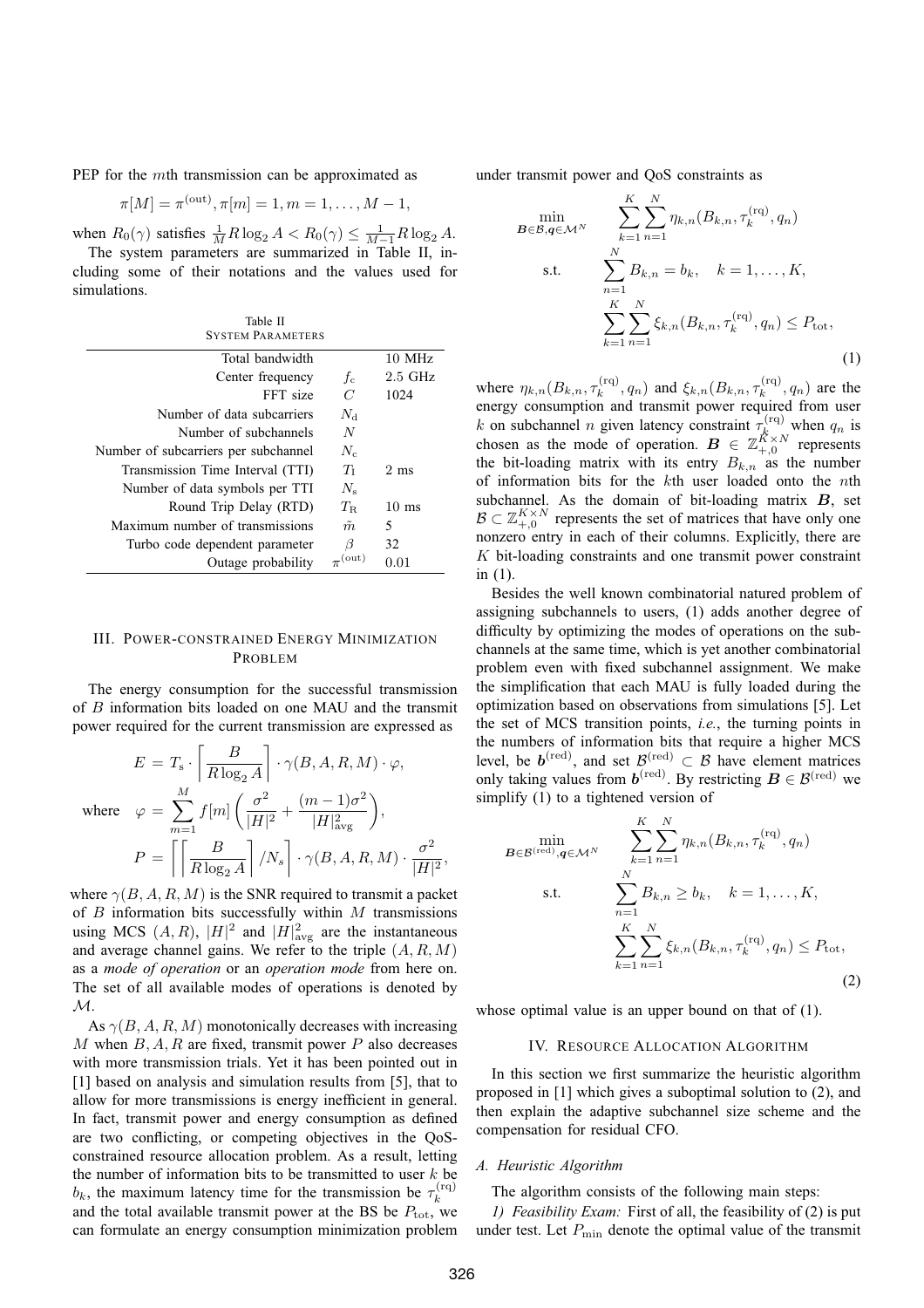PEP for the $m$th transmission can be approximated as

$$\pi[M] = \pi^{(\text{out})}, \pi[m] = 1, m = 1, \dots, M-1,$$

when $R_0(\gamma)$ satisfies $\frac{1}{M} R \log_2 A < R_0(\gamma) \leq \frac{1}{M-1} R \log_2 A$.

The system parameters are summarized in Table II, including some of their notations and the values used for simulations.

Table II
SYSTEM PARAMETERS

| | | |
|---|---|---|
| Total bandwidth | | 10 MHz |
| Center frequency | $f_{\text{c}}$ | 2.5 GHz |
| FFT size | $C$ | 1024 |
| Number of data subcarriers | $N_{\text{d}}$ | |
| Number of subchannels | $N$ | |
| Number of subcarriers per subchannel | $N_{\text{c}}$ | |
| Transmission Time Interval (TTI) | $T_{\text{I}}$ | 2 ms |
| Number of data symbols per TTI | $N_{\text{s}}$ | |
| Round Trip Delay (RTD) | $T_{\text{R}}$ | 10 ms |
| Maximum number of transmissions | $\tilde{m}$ | 5 |
| Turbo code dependent parameter | $\beta$ | 32 |
| Outage probability | $\pi^{(\text{out})}$ | 0.01 |

## III. POWER-CONSTRAINED ENERGY MINIMIZATION PROBLEM

The energy consumption for the successful transmission of $B$ information bits loaded on one MAU and the transmit power required for the current transmission are expressed as

$$
\begin{aligned}
E &= T_{\text{s}} \cdot \left\lceil \frac{B}{R \log_2 A} \right\rceil \cdot \gamma(B, A, R, M) \cdot \varphi, \\
\text{where} \quad \varphi &= \sum_{m=1}^{M} f[m] \left( \frac{\sigma^2}{|H|^2} + \frac{(m-1)\sigma^2}{|H|^2_{\text{avg}}} \right), \\
P &= \left\lceil \left\lceil \frac{B}{R \log_2 A} \right\rceil / N_s \right\rceil \cdot \gamma(B, A, R, M) \cdot \frac{\sigma^2}{|H|^2},
\end{aligned}
$$

where $\gamma(B, A, R, M)$ is the SNR required to transmit a packet of $B$ information bits successfully within $M$ transmissions using MCS $(A, R)$, $|H|^2$ and $|H|^2_{\text{avg}}$ are the instantaneous and average channel gains. We refer to the triple $(A, R, M)$ as a *mode of operation* or an *operation mode* from here on. The set of all available modes of operations is denoted by $\mathcal{M}$.

As $\gamma(B, A, R, M)$ monotonically decreases with increasing $M$ when $B, A, R$ are fixed, transmit power $P$ also decreases with more transmission trials. Yet it has been pointed out in [1] based on analysis and simulation results from [5], that to allow for more transmissions is energy inefficient in general. In fact, transmit power and energy consumption as defined are two conflicting, or competing objectives in the QoS-constrained resource allocation problem. As a result, letting the number of information bits to be transmitted to user $k$ be $b_k$, the maximum latency time for the transmission be $\tau_k^{(\text{rq})}$ and the total available transmit power at the BS be $P_{\text{tot}}$, we can formulate an energy consumption minimization problem under transmit power and QoS constraints as

$$
\begin{aligned}
\min_{\boldsymbol{B} \in \mathcal{B}, \boldsymbol{q} \in \mathcal{M}^N} \quad & \sum_{k=1}^{K} \sum_{n=1}^{N} \eta_{k,n}(B_{k,n}, \tau_k^{(\text{rq})}, q_n) \\
\text{s.t.} \quad & \sum_{n=1}^{N} B_{k,n} = b_k, \quad k = 1, \dots, K, \\
& \sum_{k=1}^{K} \sum_{n=1}^{N} \xi_{k,n}(B_{k,n}, \tau_k^{(\text{rq})}, q_n) \leq P_{\text{tot}},
\end{aligned} \tag{1}
$$

where $\eta_{k,n}(B_{k,n}, \tau_k^{(\text{rq})}, q_n)$ and $\xi_{k,n}(B_{k,n}, \tau_k^{(\text{rq})}, q_n)$ are the energy consumption and transmit power required from user $k$ on subchannel $n$ given latency constraint $\tau_k^{(\text{rq})}$ when $q_n$ is chosen as the mode of operation. $\boldsymbol{B} \in \mathbb{Z}_{+,0}^{K \times N}$ represents the bit-loading matrix with its entry $B_{k,n}$ as the number of information bits for the $k$th user loaded onto the $n$th subchannel. As the domain of bit-loading matrix $\boldsymbol{B}$, set $\mathcal{B} \subset \mathbb{Z}_{+,0}^{K \times N}$ represents the set of matrices that have only one nonzero entry in each of their columns. Explicitly, there are $K$ bit-loading constraints and one transmit power constraint in (1).

Besides the well known combinatorial natured problem of assigning subchannels to users, (1) adds another degree of difficulty by optimizing the modes of operations on the subchannels at the same time, which is yet another combinatorial problem even with fixed subchannel assignment. We make the simplification that each MAU is fully loaded during the optimization based on observations from simulations [5]. Let the set of MCS transition points, *i.e.*, the turning points in the numbers of information bits that require a higher MCS level, be $\boldsymbol{b}^{(\text{red})}$, and set $\mathcal{B}^{(\text{red})} \subset \mathcal{B}$ have element matrices only taking values from $\boldsymbol{b}^{(\text{red})}$. By restricting $\boldsymbol{B} \in \mathcal{B}^{(\text{red})}$ we simplify (1) to a tightened version of

$$
\begin{aligned}
\min_{\boldsymbol{B} \in \mathcal{B}^{(\text{red})}, \boldsymbol{q} \in \mathcal{M}^N} \quad & \sum_{k=1}^{K} \sum_{n=1}^{N} \eta_{k,n}(B_{k,n}, \tau_k^{(\text{rq})}, q_n) \\
\text{s.t.} \quad & \sum_{n=1}^{N} B_{k,n} \geq b_k, \quad k = 1, \dots, K, \\
& \sum_{k=1}^{K} \sum_{n=1}^{N} \xi_{k,n}(B_{k,n}, \tau_k^{(\text{rq})}, q_n) \leq P_{\text{tot}},
\end{aligned} \tag{2}
$$

whose optimal value is an upper bound on that of (1).

## IV. RESOURCE ALLOCATION ALGORITHM

In this section we first summarize the heuristic algorithm proposed in [1] which gives a suboptimal solution to (2), and then explain the adaptive subchannel size scheme and the compensation for residual CFO.

### *A. Heuristic Algorithm*

The algorithm consists of the following main steps:

*1) Feasibility Exam:* First of all, the feasibility of (2) is put under test. Let $P_{\min}$ denote the optimal value of the transmit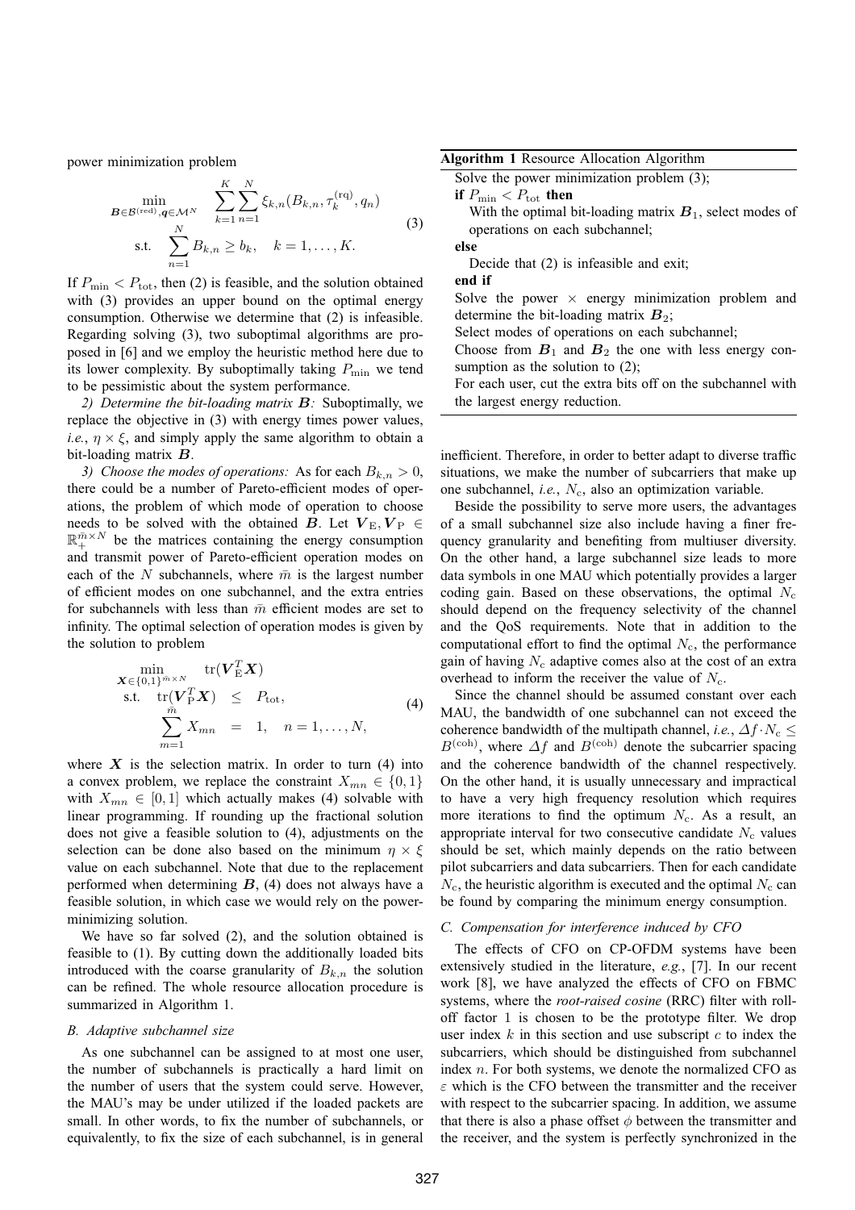power minimization problem

$$
\begin{aligned}
\min_{\boldsymbol{B}\in\mathcal{B}^{(\mathrm{red})},\boldsymbol{q}\in\mathcal{M}^N} \quad & \sum_{k=1}^{K}\sum_{n=1}^{N}\xi_{k,n}(B_{k,n},\tau_k^{(\mathrm{rq})},q_n) \\
\text{s.t.} \quad & \sum_{n=1}^{N} B_{k,n} \geq b_k, \quad k=1,\ldots,K.
\end{aligned} \tag{3}
$$

If $P_{\min} < P_{\mathrm{tot}}$, then (2) is feasible, and the solution obtained with (3) provides an upper bound on the optimal energy consumption. Otherwise we determine that (2) is infeasible. Regarding solving (3), two suboptimal algorithms are proposed in [6] and we employ the heuristic method here due to its lower complexity. By suboptimally taking $P_{\min}$ we tend to be pessimistic about the system performance.

*2) Determine the bit-loading matrix $\boldsymbol{B}$:* Suboptimally, we replace the objective in (3) with energy times power values, *i.e.*, $\eta \times \xi$, and simply apply the same algorithm to obtain a bit-loading matrix $\boldsymbol{B}$.

*3) Choose the modes of operations:* As for each $B_{k,n} > 0$, there could be a number of Pareto-efficient modes of operations, the problem of which mode of operation to choose needs to be solved with the obtained $\boldsymbol{B}$. Let $\boldsymbol{V}_{\mathrm{E}}, \boldsymbol{V}_{\mathrm{P}} \in \mathbb{R}_{+}^{\bar{m}\times N}$ be the matrices containing the energy consumption and transmit power of Pareto-efficient operation modes on each of the $N$ subchannels, where $\bar{m}$ is the largest number of efficient modes on one subchannel, and the extra entries for subchannels with less than $\bar{m}$ efficient modes are set to infinity. The optimal selection of operation modes is given by the solution to problem

$$
\begin{aligned}
\min_{\boldsymbol{X}\in\{0,1\}^{\bar{m}\times N}} \quad & \mathrm{tr}(\boldsymbol{V}_{\mathrm{E}}^T\boldsymbol{X}) \\
\text{s.t.} \quad & \mathrm{tr}(\boldsymbol{V}_{\mathrm{P}}^T\boldsymbol{X}) \leq P_{\mathrm{tot}}, \\
& \sum_{m=1}^{\bar{m}} X_{mn} = 1, \quad n=1,\ldots,N,
\end{aligned} \tag{4}
$$

where $\boldsymbol{X}$ is the selection matrix. In order to turn (4) into a convex problem, we replace the constraint $X_{mn} \in \{0,1\}$ with $X_{mn} \in [0,1]$ which actually makes (4) solvable with linear programming. If rounding up the fractional solution does not give a feasible solution to (4), adjustments on the selection can be done also based on the minimum $\eta \times \xi$ value on each subchannel. Note that due to the replacement performed when determining $\boldsymbol{B}$, (4) does not always have a feasible solution, in which case we would rely on the power-minimizing solution.

We have so far solved (2), and the solution obtained is feasible to (1). By cutting down the additionally loaded bits introduced with the coarse granularity of $B_{k,n}$ the solution can be refined. The whole resource allocation procedure is summarized in Algorithm 1.

**Algorithm 1** Resource Allocation Algorithm

```
Solve the power minimization problem (3);
if P_min < P_tot then
    With the optimal bit-loading matrix B_1, select modes of
    operations on each subchannel;
else
    Decide that (2) is infeasible and exit;
end if
Solve the power × energy minimization problem and
determine the bit-loading matrix B_2;
Select modes of operations on each subchannel;
Choose from B_1 and B_2 the one with less energy con-
sumption as the solution to (2);
For each user, cut the extra bits off on the subchannel with
the largest energy reduction.
```

### *B. Adaptive subchannel size*

As one subchannel can be assigned to at most one user, the number of subchannels is practically a hard limit on the number of users that the system could serve. However, the MAU's may be under utilized if the loaded packets are small. In other words, to fix the number of subchannels, or equivalently, to fix the size of each subchannel, is in general inefficient. Therefore, in order to better adapt to diverse traffic situations, we make the number of subcarriers that make up one subchannel, *i.e.*, $N_{\mathrm{c}}$, also an optimization variable.

Beside the possibility to serve more users, the advantages of a small subchannel size also include having a finer frequency granularity and benefiting from multiuser diversity. On the other hand, a large subchannel size leads to more data symbols in one MAU which potentially provides a larger coding gain. Based on these observations, the optimal $N_{\mathrm{c}}$ should depend on the frequency selectivity of the channel and the QoS requirements. Note that in addition to the computational effort to find the optimal $N_{\mathrm{c}}$, the performance gain of having $N_{\mathrm{c}}$ adaptive comes also at the cost of an extra overhead to inform the receiver the value of $N_{\mathrm{c}}$.

Since the channel should be assumed constant over each MAU, the bandwidth of one subchannel can not exceed the coherence bandwidth of the multipath channel, *i.e.*, $\Delta f \cdot N_{\mathrm{c}} \leq B^{(\mathrm{coh})}$, where $\Delta f$ and $B^{(\mathrm{coh})}$ denote the subcarrier spacing and the coherence bandwidth of the channel respectively. On the other hand, it is usually unnecessary and impractical to have a very high frequency resolution which requires more iterations to find the optimum $N_{\mathrm{c}}$. As a result, an appropriate interval for two consecutive candidate $N_{\mathrm{c}}$ values should be set, which mainly depends on the ratio between pilot subcarriers and data subcarriers. Then for each candidate $N_{\mathrm{c}}$, the heuristic algorithm is executed and the optimal $N_{\mathrm{c}}$ can be found by comparing the minimum energy consumption.

### *C. Compensation for interference induced by CFO*

The effects of CFO on CP-OFDM systems have been extensively studied in the literature, *e.g.*, [7]. In our recent work [8], we have analyzed the effects of CFO on FBMC systems, where the *root-raised cosine* (RRC) filter with roll-off factor 1 is chosen to be the prototype filter. We drop user index $k$ in this section and use subscript $c$ to index the subcarriers, which should be distinguished from subchannel index $n$. For both systems, we denote the normalized CFO as $\varepsilon$ which is the CFO between the transmitter and the receiver with respect to the subcarrier spacing. In addition, we assume that there is also a phase offset $\phi$ between the transmitter and the receiver, and the system is perfectly synchronized in the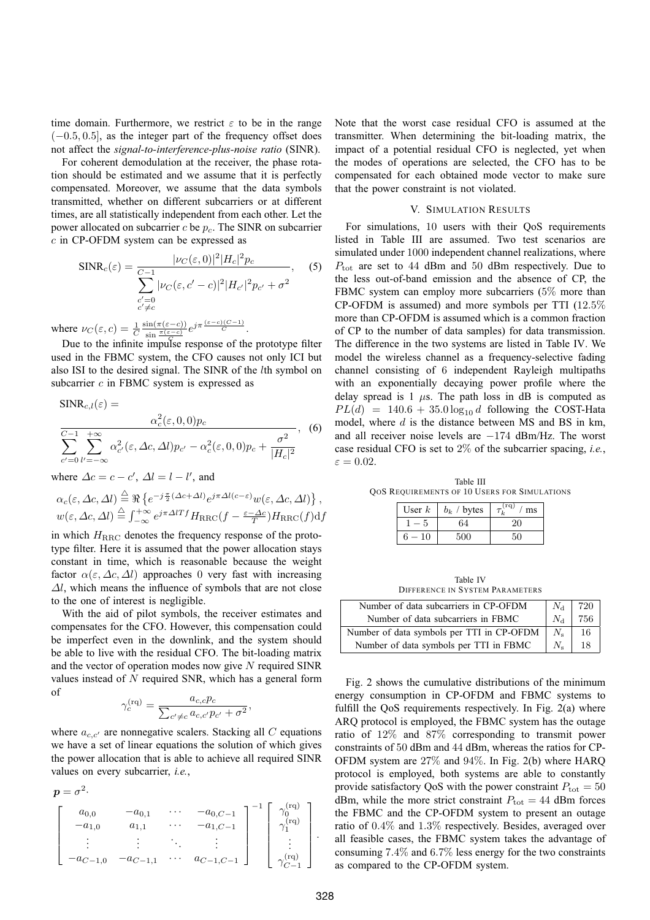time domain. Furthermore, we restrict $\varepsilon$ to be in the range $(-0.5, 0.5]$, as the integer part of the frequency offset does not affect the *signal-to-interference-plus-noise ratio* (SINR).

For coherent demodulation at the receiver, the phase rotation should be estimated and we assume that it is perfectly compensated. Moreover, we assume that the data symbols transmitted, whether on different subcarriers or at different times, are all statistically independent from each other. Let the power allocated on subcarrier $c$ be $p_c$. The SINR on subcarrier $c$ in CP-OFDM system can be expressed as

$$\mathrm{SINR}_c(\varepsilon) = \frac{|\nu_C(\varepsilon, 0)|^2 |H_c|^2 p_c}{\sum\limits_{\substack{c'=0 \\ c' \neq c}}^{C-1} |\nu_C(\varepsilon, c'-c)|^2 |H_{c'}|^2 p_{c'} + \sigma^2}, \quad (5)$$

where $\nu_C(\varepsilon, c) = \frac{1}{C} \frac{\sin(\pi(\varepsilon - c))}{\sin \frac{\pi(\varepsilon - c)}{C}} e^{j\pi \frac{(\varepsilon - c)(C-1)}{C}}$.

Due to the infinite impulse response of the prototype filter used in the FBMC system, the CFO causes not only ICI but also ISI to the desired signal. The SINR of the $l$th symbol on subcarrier $c$ in FBMC system is expressed as

$$\mathrm{SINR}_{c,l}(\varepsilon) = \frac{\alpha_c^2(\varepsilon, 0, 0) p_c}{\sum\limits_{c'=0}^{C-1} \sum\limits_{l'=-\infty}^{+\infty} \alpha_{c'}^2(\varepsilon, \Delta c, \Delta l) p_{c'} - \alpha_c^2(\varepsilon, 0, 0) p_c + \frac{\sigma^2}{|H_c|^2}}, \quad (6)$$

where $\Delta c = c - c'$, $\Delta l = l - l'$, and

$$\alpha_c(\varepsilon, \Delta c, \Delta l) \stackrel{\triangle}{=} \Re\left\{ e^{-j\frac{\pi}{2}(\Delta c + \Delta l)} e^{j\pi \Delta l (c - \varepsilon)} w(\varepsilon, \Delta c, \Delta l) \right\},$$
$$w(\varepsilon, \Delta c, \Delta l) \stackrel{\triangle}{=} \int_{-\infty}^{+\infty} e^{j\pi \Delta l T f} H_{\mathrm{RRC}}(f - \tfrac{\varepsilon - \Delta c}{T}) H_{\mathrm{RRC}}(f) \mathrm{d}f$$

in which $H_{\mathrm{RRC}}$ denotes the frequency response of the prototype filter. Here it is assumed that the power allocation stays constant in time, which is reasonable because the weight factor $\alpha(\varepsilon, \Delta c, \Delta l)$ approaches 0 very fast with increasing $\Delta l$, which means the influence of symbols that are not close to the one of interest is negligible.

With the aid of pilot symbols, the receiver estimates and compensates for the CFO. However, this compensation could be imperfect even in the downlink, and the system should be able to live with the residual CFO. The bit-loading matrix and the vector of operation modes now give $N$ required SINR values instead of $N$ required SNR, which has a general form of

$$\gamma_c^{(\mathrm{rq})} = \frac{a_{c,c} p_c}{\sum_{c' \neq c} a_{c,c'} p_{c'} + \sigma^2},$$

where $a_{c,c'}$ are nonnegative scalers. Stacking all $C$ equations we have a set of linear equations the solution of which gives the power allocation that is able to achieve all required SINR values on every subcarrier, *i.e.*,

$$\boldsymbol{p} = \sigma^2 \cdot \begin{bmatrix} a_{0,0} & -a_{0,1} & \cdots & -a_{0,C-1} \\ -a_{1,0} & a_{1,1} & \cdots & -a_{1,C-1} \\ \vdots & \vdots & \ddots & \vdots \\ -a_{C-1,0} & -a_{C-1,1} & \cdots & a_{C-1,C-1} \end{bmatrix}^{-1} \begin{bmatrix} \gamma_0^{(\mathrm{rq})} \\ \gamma_1^{(\mathrm{rq})} \\ \vdots \\ \gamma_{C-1}^{(\mathrm{rq})} \end{bmatrix}.$$

Note that the worst case residual CFO is assumed at the transmitter. When determining the bit-loading matrix, the impact of a potential residual CFO is neglected, yet when the modes of operations are selected, the CFO has to be compensated for each obtained mode vector to make sure that the power constraint is not violated.

## V. Simulation Results

For simulations, 10 users with their QoS requirements listed in Table III are assumed. Two test scenarios are simulated under 1000 independent channel realizations, where $P_{\mathrm{tot}}$ are set to 44 dBm and 50 dBm respectively. Due to the less out-of-band emission and the absence of CP, the FBMC system can employ more subcarriers (5% more than CP-OFDM is assumed) and more symbols per TTI (12.5% more than CP-OFDM is assumed which is a common fraction of CP to the number of data samples) for data transmission. The difference in the two systems are listed in Table IV. We model the wireless channel as a frequency-selective fading channel consisting of 6 independent Rayleigh multipaths with an exponentially decaying power profile where the delay spread is 1 $\mu$s. The path loss in dB is computed as $PL(d) = 140.6 + 35.0 \log_{10} d$ following the COST-Hata model, where $d$ is the distance between MS and BS in km, and all receiver noise levels are $-174$ dBm/Hz. The worst case residual CFO is set to 2% of the subcarrier spacing, *i.e.*, $\varepsilon = 0.02$.

Table III
QoS Requirements of 10 Users for Simulations

| User $k$ | $b_k$ / bytes | $\tau_k^{(\mathrm{rq})}$ / ms |
|---|---|---|
| $1-5$ | 64 | 20 |
| $6-10$ | 500 | 50 |

Table IV
Difference in System Parameters

| | | |
|---|---|---|
| Number of data subcarriers in CP-OFDM | $N_\mathrm{d}$ | 720 |
| Number of data subcarriers in FBMC | $N_\mathrm{d}$ | 756 |
| Number of data symbols per TTI in CP-OFDM | $N_\mathrm{s}$ | 16 |
| Number of data symbols per TTI in FBMC | $N_\mathrm{s}$ | 18 |

Fig. 2 shows the cumulative distributions of the minimum energy consumption in CP-OFDM and FBMC systems to fulfill the QoS requirements respectively. In Fig. 2(a) where ARQ protocol is employed, the FBMC system has the outage ratio of 12% and 87% corresponding to transmit power constraints of 50 dBm and 44 dBm, whereas the ratios for CP-OFDM system are 27% and 94%. In Fig. 2(b) where HARQ protocol is employed, both systems are able to constantly provide satisfactory QoS with the power constraint $P_{\mathrm{tot}} = 50$ dBm, while the more strict constraint $P_{\mathrm{tot}} = 44$ dBm forces the FBMC and the CP-OFDM system to present an outage ratio of 0.4% and 1.3% respectively. Besides, averaged over all feasible cases, the FBMC system takes the advantage of consuming 7.4% and 6.7% less energy for the two constraints as compared to the CP-OFDM system.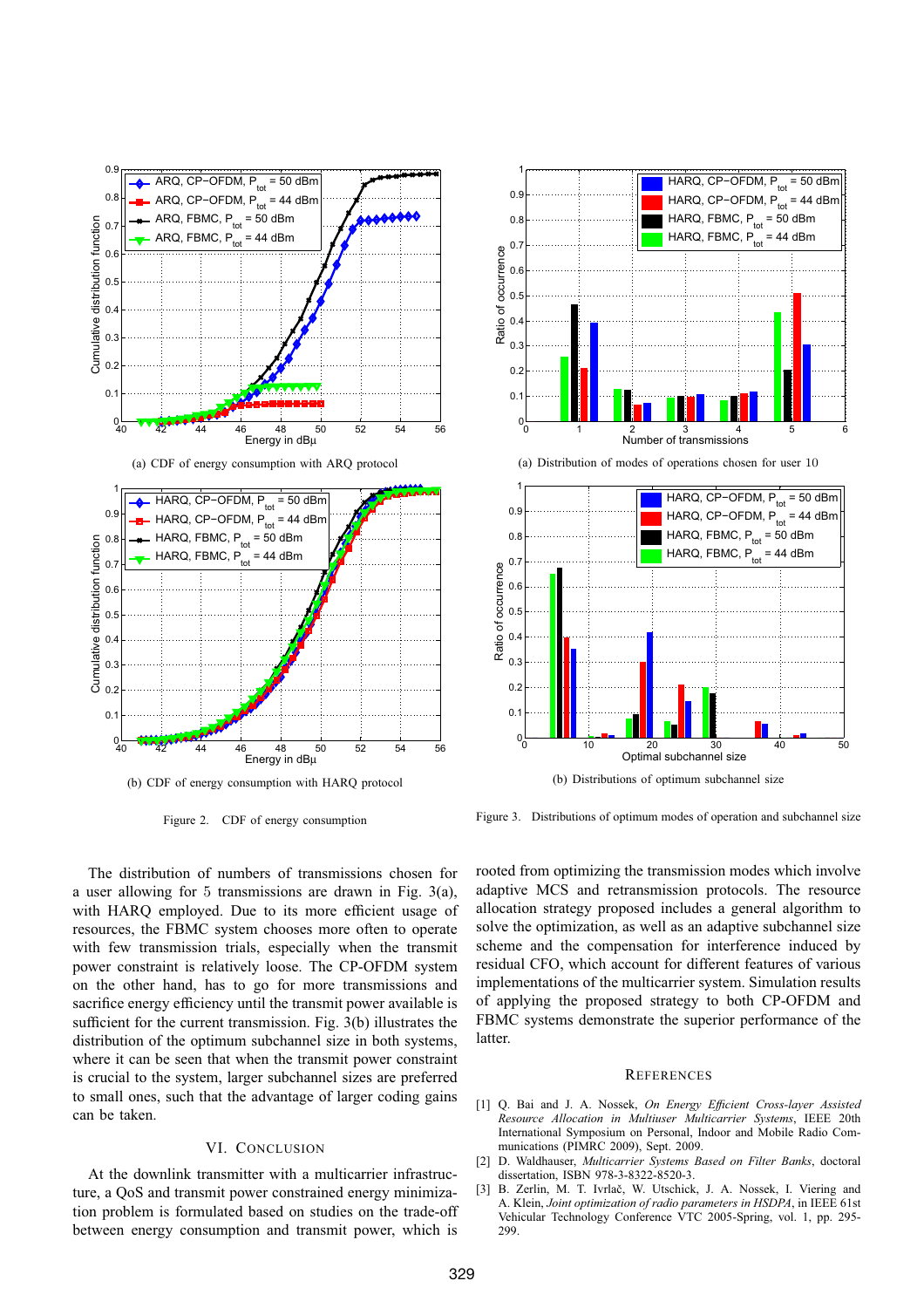(a) CDF of energy consumption with ARQ protocol

(b) CDF of energy consumption with HARQ protocol

Figure 2. CDF of energy consumption

(a) Distribution of modes of operations chosen for user 10

(b) Distributions of optimum subchannel size

Figure 3. Distributions of optimum modes of operation and subchannel size

The distribution of numbers of transmissions chosen for a user allowing for 5 transmissions are drawn in Fig. 3(a), with HARQ employed. Due to its more efficient usage of resources, the FBMC system chooses more often to operate with few transmission trials, especially when the transmit power constraint is relatively loose. The CP-OFDM system on the other hand, has to go for more transmissions and sacrifice energy efficiency until the transmit power available is sufficient for the current transmission. Fig. 3(b) illustrates the distribution of the optimum subchannel size in both systems, where it can be seen that when the transmit power constraint is crucial to the system, larger subchannel sizes are preferred to small ones, such that the advantage of larger coding gains can be taken.

## VI. Conclusion

At the downlink transmitter with a multicarrier infrastructure, a QoS and transmit power constrained energy minimization problem is formulated based on studies on the trade-off between energy consumption and transmit power, which is rooted from optimizing the transmission modes which involve adaptive MCS and retransmission protocols. The resource allocation strategy proposed includes a general algorithm to solve the optimization, as well as an adaptive subchannel size scheme and the compensation for interference induced by residual CFO, which account for different features of various implementations of the multicarrier system. Simulation results of applying the proposed strategy to both CP-OFDM and FBMC systems demonstrate the superior performance of the latter.

## References

[1] Q. Bai and J. A. Nossek, *On Energy Efficient Cross-layer Assisted Resource Allocation in Multiuser Multicarrier Systems*, IEEE 20th International Symposium on Personal, Indoor and Mobile Radio Communications (PIMRC 2009), Sept. 2009.

[2] D. Waldhauser, *Multicarrier Systems Based on Filter Banks*, doctoral dissertation, ISBN 978-3-8322-8520-3.

[3] B. Zerlin, M. T. Ivrlač, W. Utschick, J. A. Nossek, I. Viering and A. Klein, *Joint optimization of radio parameters in HSDPA*, in IEEE 61st Vehicular Technology Conference VTC 2005-Spring, vol. 1, pp. 295-299.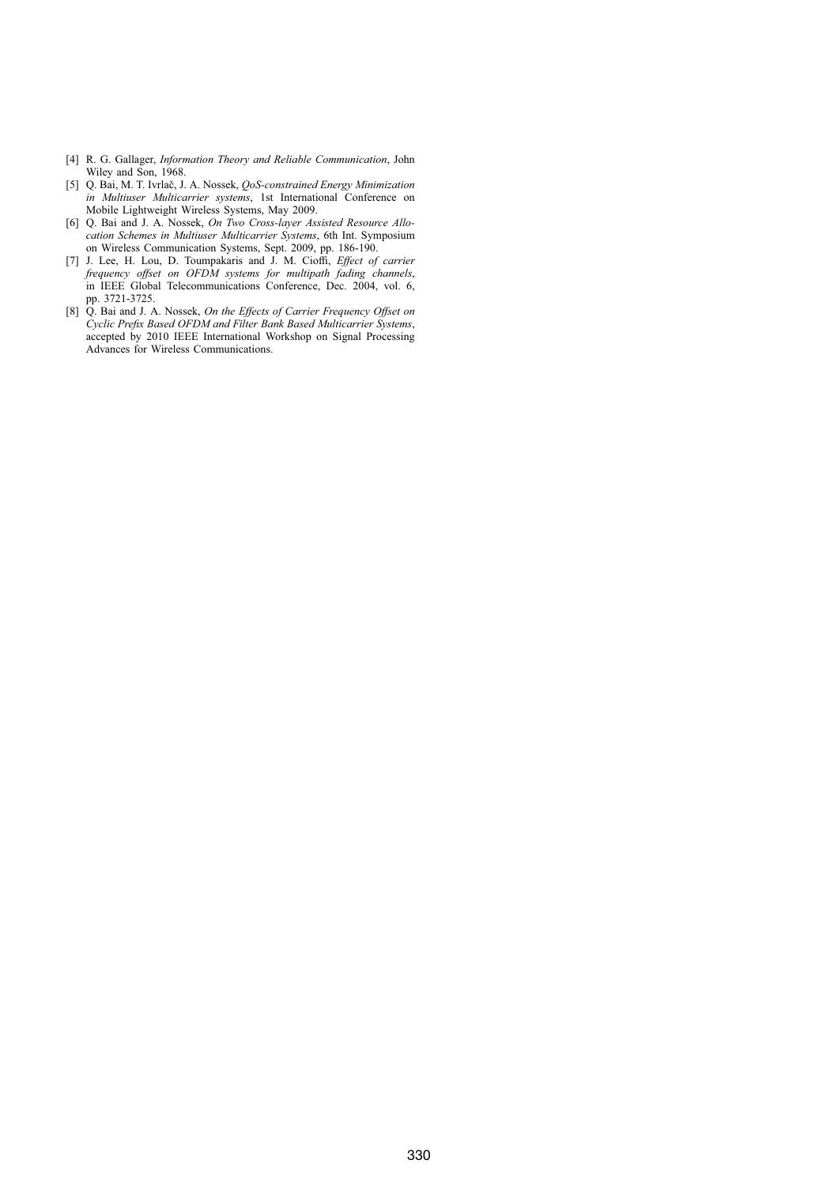[4] R. G. Gallager, *Information Theory and Reliable Communication*, John Wiley and Son, 1968.

[5] Q. Bai, M. T. Ivrlač, J. A. Nossek, *QoS-constrained Energy Minimization in Multiuser Multicarrier systems*, 1st International Conference on Mobile Lightweight Wireless Systems, May 2009.

[6] Q. Bai and J. A. Nossek, *On Two Cross-layer Assisted Resource Allocation Schemes in Multiuser Multicarrier Systems*, 6th Int. Symposium on Wireless Communication Systems, Sept. 2009, pp. 186-190.

[7] J. Lee, H. Lou, D. Toumpakaris and J. M. Cioffi, *Effect of carrier frequency offset on OFDM systems for multipath fading channels*, in IEEE Global Telecommunications Conference, Dec. 2004, vol. 6, pp. 3721-3725.

[8] Q. Bai and J. A. Nossek, *On the Effects of Carrier Frequency Offset on Cyclic Prefix Based OFDM and Filter Bank Based Multicarrier Systems*, accepted by 2010 IEEE International Workshop on Signal Processing Advances for Wireless Communications.